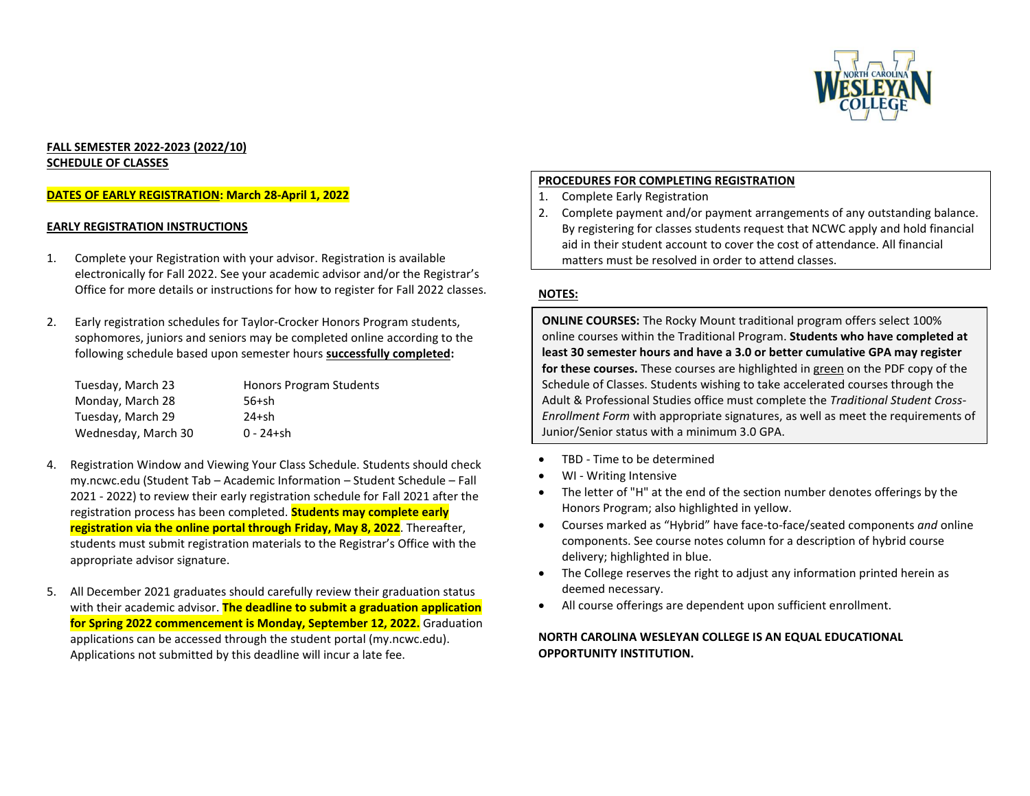**FALL SEMESTER 2022-2023 (2022/10)**
**SCHEDULE OF CLASSES**

**DATES OF EARLY REGISTRATION: March 28-April 1, 2022**

**EARLY REGISTRATION INSTRUCTIONS**

1. Complete your Registration with your advisor. Registration is available electronically for Fall 2022. See your academic advisor and/or the Registrar's Office for more details or instructions for how to register for Fall 2022 classes.

2. Early registration schedules for Taylor-Crocker Honors Program students, sophomores, juniors and seniors may be completed online according to the following schedule based upon semester hours **successfully completed:**

| | |
|---|---|
| Tuesday, March 23 | Honors Program Students |
| Monday, March 28 | 56+sh |
| Tuesday, March 29 | 24+sh |
| Wednesday, March 30 | 0 - 24+sh |

4. Registration Window and Viewing Your Class Schedule. Students should check my.ncwc.edu (Student Tab – Academic Information – Student Schedule – Fall 2021 - 2022) to review their early registration schedule for Fall 2021 after the registration process has been completed. **Students may complete early registration via the online portal through Friday, May 8, 2022**. Thereafter, students must submit registration materials to the Registrar's Office with the appropriate advisor signature.

5. All December 2021 graduates should carefully review their graduation status with their academic advisor. **The deadline to submit a graduation application for Spring 2022 commencement is Monday, September 12, 2022.** Graduation applications can be accessed through the student portal (my.ncwc.edu). Applications not submitted by this deadline will incur a late fee.

**PROCEDURES FOR COMPLETING REGISTRATION**

1. Complete Early Registration
2. Complete payment and/or payment arrangements of any outstanding balance. By registering for classes students request that NCWC apply and hold financial aid in their student account to cover the cost of attendance. All financial matters must be resolved in order to attend classes.

**NOTES:**

**ONLINE COURSES:** The Rocky Mount traditional program offers select 100% online courses within the Traditional Program. **Students who have completed at least 30 semester hours and have a 3.0 or better cumulative GPA may register for these courses.** These courses are highlighted in green on the PDF copy of the Schedule of Classes. Students wishing to take accelerated courses through the Adult & Professional Studies office must complete the *Traditional Student Cross-Enrollment Form* with appropriate signatures, as well as meet the requirements of Junior/Senior status with a minimum 3.0 GPA.

- TBD - Time to be determined
- WI - Writing Intensive
- The letter of "H" at the end of the section number denotes offerings by the Honors Program; also highlighted in yellow.
- Courses marked as "Hybrid" have face-to-face/seated components *and* online components. See course notes column for a description of hybrid course delivery; highlighted in blue.
- The College reserves the right to adjust any information printed herein as deemed necessary.
- All course offerings are dependent upon sufficient enrollment.

**NORTH CAROLINA WESLEYAN COLLEGE IS AN EQUAL EDUCATIONAL OPPORTUNITY INSTITUTION.**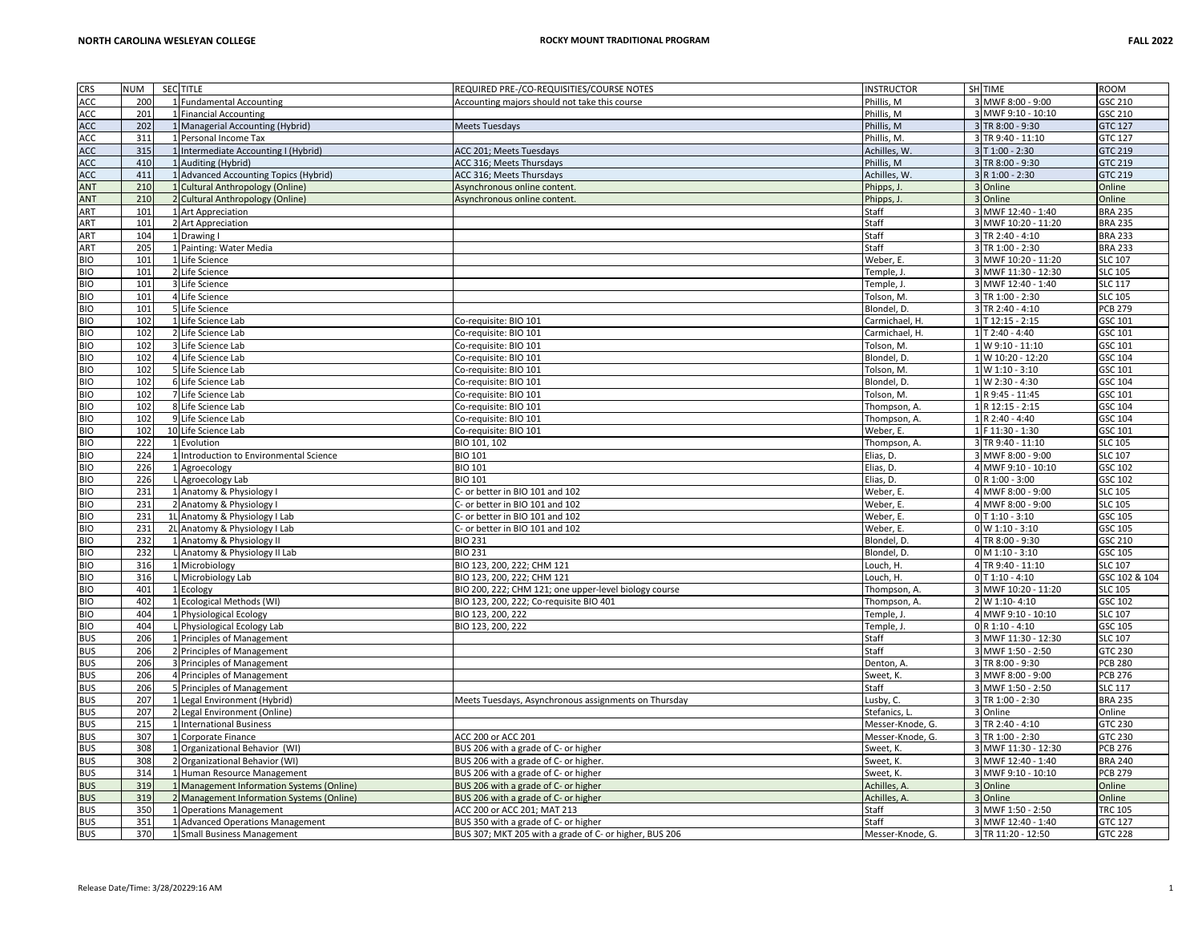| CRS | NUM | SEC | TITLE | REQUIRED PRE-/CO-REQUISITIES/COURSE NOTES | INSTRUCTOR | SH | TIME | ROOM |
|---|---|---|---|---|---|---|---|---|
| ACC | 200 | 1 | Fundamental Accounting | Accounting majors should not take this course | Phillis, M | 3 | MWF 8:00 - 9:00 | GSC 210 |
| ACC | 201 | 1 | Financial Accounting | | Phillis, M | 3 | MWF 9:10 - 10:10 | GSC 210 |
| ACC | 202 | 1 | Managerial Accounting (Hybrid) | Meets Tuesdays | Phillis, M | 3 | TR 8:00 - 9:30 | GTC 127 |
| ACC | 311 | 1 | Personal Income Tax | | Phillis, M. | 3 | TR 9:40 - 11:10 | GTC 127 |
| ACC | 315 | 1 | Intermediate Accounting I (Hybrid) | ACC 201; Meets Tuesdays | Achilles, W. | 3 | T 1:00 - 2:30 | GTC 219 |
| ACC | 410 | 1 | Auditing (Hybrid) | ACC 316; Meets Thursdays | Phillis, M | 3 | TR 8:00 - 9:30 | GTC 219 |
| ACC | 411 | 1 | Advanced Accounting Topics (Hybrid) | ACC 316; Meets Thursdays | Achilles, W. | 3 | R 1:00 - 2:30 | GTC 219 |
| ANT | 210 | 1 | Cultural Anthropology (Online) | Asynchronous online content. | Phipps, J. | 3 | Online | Online |
| ANT | 210 | 2 | Cultural Anthropology (Online) | Asynchronous online content. | Phipps, J. | 3 | Online | Online |
| ART | 101 | 1 | Art Appreciation | | Staff | 3 | MWF 12:40 - 1:40 | BRA 235 |
| ART | 101 | 2 | Art Appreciation | | Staff | 3 | MWF 10:20 - 11:20 | BRA 235 |
| ART | 104 | 1 | Drawing I | | Staff | 3 | TR 2:40 - 4:10 | BRA 233 |
| ART | 205 | 1 | Painting: Water Media | | Staff | 3 | TR 1:00 - 2:30 | BRA 233 |
| BIO | 101 | 1 | Life Science | | Weber, E. | 3 | MWF 10:20 - 11:20 | SLC 107 |
| BIO | 101 | 2 | Life Science | | Temple, J. | 3 | MWF 11:30 - 12:30 | SLC 105 |
| BIO | 101 | 3 | Life Science | | Temple, J. | 3 | MWF 12:40 - 1:40 | SLC 117 |
| BIO | 101 | 4 | Life Science | | Tolson, M. | 3 | TR 1:00 - 2:30 | SLC 105 |
| BIO | 101 | 5 | Life Science | | Blondel, D. | 3 | TR 2:40 - 4:10 | PCB 279 |
| BIO | 102 | 1 | Life Science Lab | Co-requisite: BIO 101 | Carmichael, H. | 1 | T 12:15 - 2:15 | GSC 101 |
| BIO | 102 | 2 | Life Science Lab | Co-requisite: BIO 101 | Carmichael, H. | 1 | T 2:40 - 4:40 | GSC 101 |
| BIO | 102 | 3 | Life Science Lab | Co-requisite: BIO 101 | Tolson, M. | 1 | W 9:10 - 11:10 | GSC 101 |
| BIO | 102 | 4 | Life Science Lab | Co-requisite: BIO 101 | Blondel, D. | 1 | W 10:20 - 12:20 | GSC 104 |
| BIO | 102 | 5 | Life Science Lab | Co-requisite: BIO 101 | Tolson, M. | 1 | W 1:10 - 3:10 | GSC 101 |
| BIO | 102 | 6 | Life Science Lab | Co-requisite: BIO 101 | Blondel, D. | 1 | W 2:30 - 4:30 | GSC 104 |
| BIO | 102 | 7 | Life Science Lab | Co-requisite: BIO 101 | Tolson, M. | 1 | R 9:45 - 11:45 | GSC 101 |
| BIO | 102 | 8 | Life Science Lab | Co-requisite: BIO 101 | Thompson, A. | 1 | R 12:15 - 2:15 | GSC 104 |
| BIO | 102 | 9 | Life Science Lab | Co-requisite: BIO 101 | Thompson, A. | 1 | R 2:40 - 4:40 | GSC 104 |
| BIO | 102 | 10 | Life Science Lab | Co-requisite: BIO 101 | Weber, E. | 1 | F 11:30 - 1:30 | GSC 101 |
| BIO | 222 | 1 | Evolution | BIO 101, 102 | Thompson, A. | 3 | TR 9:40 - 11:10 | SLC 105 |
| BIO | 224 | 1 | Introduction to Environmental Science | BIO 101 | Elias, D. | 3 | MWF 8:00 - 9:00 | SLC 107 |
| BIO | 226 | 1 | Agroecology | BIO 101 | Elias, D. | 4 | MWF 9:10 - 10:10 | GSC 102 |
| BIO | 226 | L | Agroecology Lab | BIO 101 | Elias, D. | 0 | R 1:00 - 3:00 | GSC 102 |
| BIO | 231 | 1 | Anatomy & Physiology I | C- or better in BIO 101 and 102 | Weber, E. | 4 | MWF 8:00 - 9:00 | SLC 105 |
| BIO | 231 | 2 | Anatomy & Physiology I | C- or better in BIO 101 and 102 | Weber, E. | 4 | MWF 8:00 - 9:00 | SLC 105 |
| BIO | 231 | 1L | Anatomy & Physiology I Lab | C- or better in BIO 101 and 102 | Weber, E. | 0 | T 1:10 - 3:10 | GSC 105 |
| BIO | 231 | 2L | Anatomy & Physiology I Lab | C- or better in BIO 101 and 102 | Weber, E. | 0 | W 1:10 - 3:10 | GSC 105 |
| BIO | 232 | 1 | Anatomy & Physiology II | BIO 231 | Blondel, D. | 4 | TR 8:00 - 9:30 | GSC 210 |
| BIO | 232 | L | Anatomy & Physiology II Lab | BIO 231 | Blondel, D. | 0 | M 1:10 - 3:10 | GSC 105 |
| BIO | 316 | 1 | Microbiology | BIO 123, 200, 222; CHM 121 | Louch, H. | 4 | TR 9:40 - 11:10 | SLC 107 |
| BIO | 316 | L | Microbiology Lab | BIO 123, 200, 222; CHM 121 | Louch, H. | 0 | T 1:10 - 4:10 | GSC 102 & 104 |
| BIO | 401 | 1 | Ecology | BIO 200, 222; CHM 121; one upper-level biology course | Thompson, A. | 3 | MWF 10:20 - 11:20 | SLC 105 |
| BIO | 402 | 1 | Ecological Methods (WI) | BIO 123, 200, 222; Co-requisite BIO 401 | Thompson, A. | 2 | W 1:10- 4:10 | GSC 102 |
| BIO | 404 | 1 | Physiological Ecology | BIO 123, 200, 222 | Temple, J. | 4 | MWF 9:10 - 10:10 | SLC 107 |
| BIO | 404 | L | Physiological Ecology Lab | BIO 123, 200, 222 | Temple, J. | 0 | R 1:10 - 4:10 | GSC 105 |
| BUS | 206 | 1 | Principles of Management | | Staff | 3 | MWF 11:30 - 12:30 | SLC 107 |
| BUS | 206 | 2 | Principles of Management | | Staff | 3 | MWF 1:50 - 2:50 | GTC 230 |
| BUS | 206 | 3 | Principles of Management | | Denton, A. | 3 | TR 8:00 - 9:30 | PCB 280 |
| BUS | 206 | 4 | Principles of Management | | Sweet, K. | 3 | MWF 8:00 - 9:00 | PCB 276 |
| BUS | 206 | 5 | Principles of Management | | Staff | 3 | MWF 1:50 - 2:50 | SLC 117 |
| BUS | 207 | 1 | Legal Environment (Hybrid) | Meets Tuesdays, Asynchronous assignments on Thursday | Lusby, C. | 3 | TR 1:00 - 2:30 | BRA 235 |
| BUS | 207 | 2 | Legal Environment (Online) | | Stefanics, L. | 3 | Online | Online |
| BUS | 215 | 1 | International Business | | Messer-Knode, G. | 3 | TR 2:40 - 4:10 | GTC 230 |
| BUS | 307 | 1 | Corporate Finance | ACC 200 or ACC 201 | Messer-Knode, G. | 3 | TR 1:00 - 2:30 | GTC 230 |
| BUS | 308 | 1 | Organizational Behavior (WI) | BUS 206 with a grade of C- or higher | Sweet, K. | 3 | MWF 11:30 - 12:30 | PCB 276 |
| BUS | 308 | 2 | Organizational Behavior (WI) | BUS 206 with a grade of C- or higher. | Sweet, K. | 3 | MWF 12:40 - 1:40 | BRA 240 |
| BUS | 314 | 1 | Human Resource Management | BUS 206 with a grade of C- or higher | Sweet, K. | 3 | MWF 9:10 - 10:10 | PCB 279 |
| BUS | 319 | 1 | Management Information Systems (Online) | BUS 206 with a grade of C- or higher | Achilles, A. | 3 | Online | Online |
| BUS | 319 | 2 | Management Information Systems (Online) | BUS 206 with a grade of C- or higher | Achilles, A. | 3 | Online | Online |
| BUS | 350 | 1 | Operations Management | ACC 200 or ACC 201; MAT 213 | Staff | 3 | MWF 1:50 - 2:50 | TRC 105 |
| BUS | 351 | 1 | Advanced Operations Management | BUS 350 with a grade of C- or higher | Staff | 3 | MWF 12:40 - 1:40 | GTC 127 |
| BUS | 370 | 1 | Small Business Management | BUS 307; MKT 205 with a grade of C- or higher, BUS 206 | Messer-Knode, G. | 3 | TR 11:20 - 12:50 | GTC 228 |

Release Date/Time: 3/28/20229:16 AM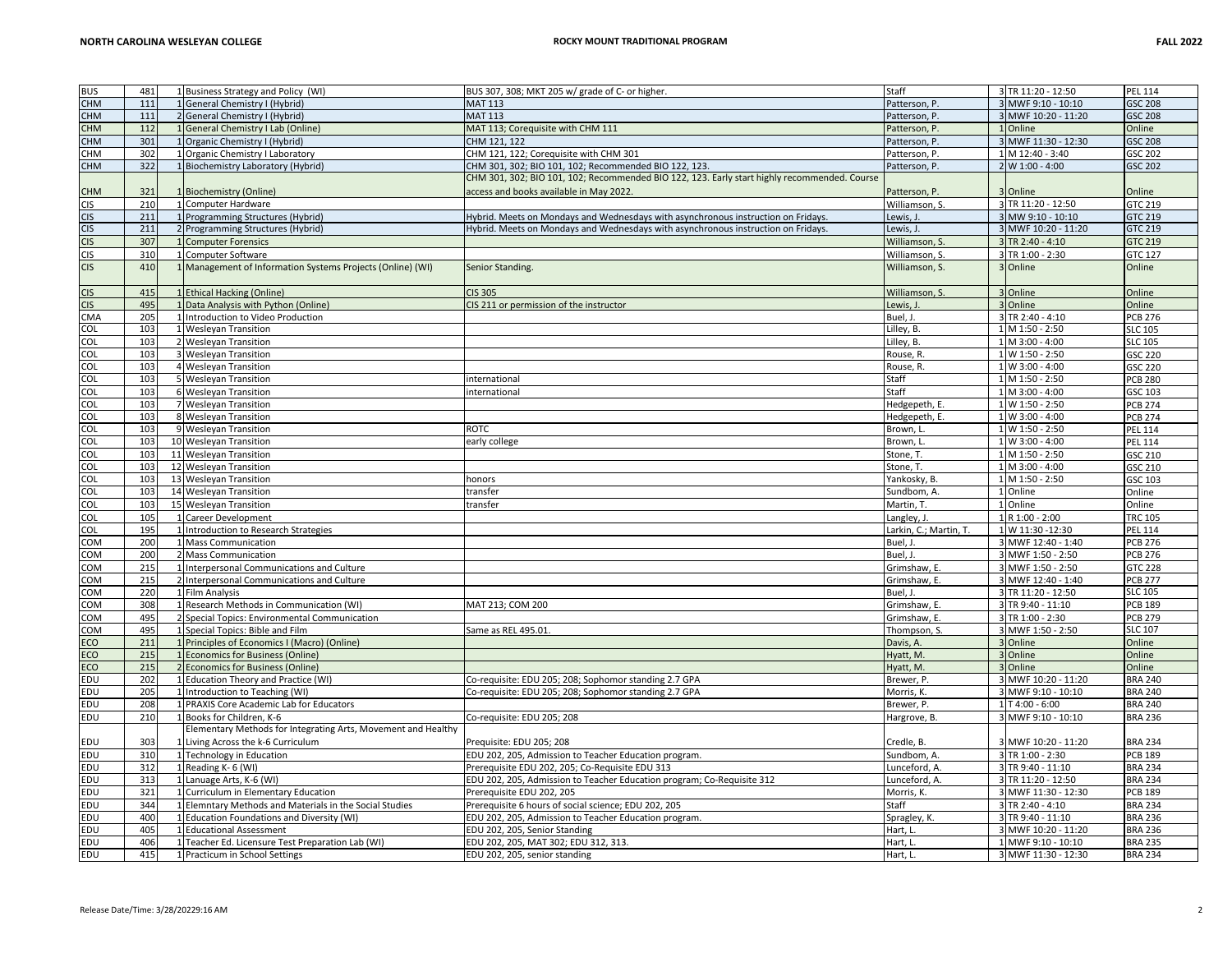| | | | | | | | | |
|---|---|---|---|---|---|---|---|---|
| BUS | 481 | 1 | Business Strategy and Policy (WI) | BUS 307, 308; MKT 205 w/ grade of C- or higher. | Staff | 3 | TR 11:20 - 12:50 | PEL 114 |
| CHM | 111 | 1 | General Chemistry I (Hybrid) | MAT 113 | Patterson, P. | 3 | MWF 9:10 - 10:10 | GSC 208 |
| CHM | 111 | 2 | General Chemistry I (Hybrid) | MAT 113 | Patterson, P. | 3 | MWF 10:20 - 11:20 | GSC 208 |
| CHM | 112 | 1 | General Chemistry I Lab (Online) | MAT 113; Corequisite with CHM 111 | Patterson, P. | 1 | Online | Online |
| CHM | 301 | 1 | Organic Chemistry I (Hybrid) | CHM 121, 122 | Patterson, P. | 3 | MWF 11:30 - 12:30 | GSC 208 |
| CHM | 302 | 1 | Organic Chemistry I Laboratory | CHM 121, 122; Corequisite with CHM 301 | Patterson, P. | 1 | M 12:40 - 3:40 | GSC 202 |
| CHM | 322 | 1 | Biochemistry Laboratory (Hybrid) | CHM 301, 302; BIO 101, 102; Recommended BIO 122, 123. | Patterson, P. | 2 | W 1:00 - 4:00 | GSC 202 |
| CHM | 321 | 1 | Biochemistry (Online) | CHM 301, 302; BIO 101, 102; Recommended BIO 122, 123. Early start highly recommended. Course access and books available in May 2022. | Patterson, P. | 3 | Online | Online |
| CIS | 210 | 1 | Computer Hardware | | Williamson, S. | 3 | TR 11:20 - 12:50 | GTC 219 |
| CIS | 211 | 1 | Programming Structures (Hybrid) | Hybrid. Meets on Mondays and Wednesdays with asynchronous instruction on Fridays. | Lewis, J. | 3 | MW 9:10 - 10:10 | GTC 219 |
| CIS | 211 | 2 | Programming Structures (Hybrid) | Hybrid. Meets on Mondays and Wednesdays with asynchronous instruction on Fridays. | Lewis, J. | 3 | MWF 10:20 - 11:20 | GTC 219 |
| CIS | 307 | 1 | Computer Forensics | | Williamson, S. | 3 | TR 2:40 - 4:10 | GTC 219 |
| CIS | 310 | 1 | Computer Software | | Williamson, S. | 3 | TR 1:00 - 2:30 | GTC 127 |
| CIS | 410 | 1 | Management of Information Systems Projects (Online) (WI) | Senior Standing. | Williamson, S. | 3 | Online | Online |
| CIS | 415 | 1 | Ethical Hacking (Online) | CIS 305 | Williamson, S. | 3 | Online | Online |
| CIS | 495 | 1 | Data Analysis with Python (Online) | CIS 211 or permission of the instructor | Lewis, J. | 3 | Online | Online |
| CMA | 205 | 1 | Introduction to Video Production | | Buel, J. | 3 | TR 2:40 - 4:10 | PCB 276 |
| COL | 103 | 1 | Wesleyan Transition | | Lilley, B. | 1 | M 1:50 - 2:50 | SLC 105 |
| COL | 103 | 2 | Wesleyan Transition | | Lilley, B. | 1 | M 3:00 - 4:00 | SLC 105 |
| COL | 103 | 3 | Wesleyan Transition | | Rouse, R. | 1 | W 1:50 - 2:50 | GSC 220 |
| COL | 103 | 4 | Wesleyan Transition | | Rouse, R. | 1 | W 3:00 - 4:00 | GSC 220 |
| COL | 103 | 5 | Wesleyan Transition | international | Staff | 1 | M 1:50 - 2:50 | PCB 280 |
| COL | 103 | 6 | Wesleyan Transition | international | Staff | 1 | M 3:00 - 4:00 | GSC 103 |
| COL | 103 | 7 | Wesleyan Transition | | Hedgepeth, E. | 1 | W 1:50 - 2:50 | PCB 274 |
| COL | 103 | 8 | Wesleyan Transition | | Hedgepeth, E. | 1 | W 3:00 - 4:00 | PCB 274 |
| COL | 103 | 9 | Wesleyan Transition | ROTC | Brown, L. | 1 | W 1:50 - 2:50 | PEL 114 |
| COL | 103 | 10 | Wesleyan Transition | early college | Brown, L. | 1 | W 3:00 - 4:00 | PEL 114 |
| COL | 103 | 11 | Wesleyan Transition | | Stone, T. | 1 | M 1:50 - 2:50 | GSC 210 |
| COL | 103 | 12 | Wesleyan Transition | | Stone, T. | 1 | M 3:00 - 4:00 | GSC 210 |
| COL | 103 | 13 | Wesleyan Transition | honors | Yankosky, B. | 1 | M 1:50 - 2:50 | GSC 103 |
| COL | 103 | 14 | Wesleyan Transition | transfer | Sundbom, A. | 1 | Online | Online |
| COL | 103 | 15 | Wesleyan Transition | transfer | Martin, T. | 1 | Online | Online |
| COL | 105 | 1 | Career Development | | Langley, J. | 1 | R 1:00 - 2:00 | TRC 105 |
| COL | 195 | 1 | Introduction to Research Strategies | | Larkin, C.; Martin, T. | 1 | W 11:30 -12:30 | PEL 114 |
| COM | 200 | 1 | Mass Communication | | Buel, J. | 3 | MWF 12:40 - 1:40 | PCB 276 |
| COM | 200 | 2 | Mass Communication | | Buel, J. | 3 | MWF 1:50 - 2:50 | PCB 276 |
| COM | 215 | 1 | Interpersonal Communications and Culture | | Grimshaw, E. | 3 | MWF 1:50 - 2:50 | GTC 228 |
| COM | 215 | 2 | Interpersonal Communications and Culture | | Grimshaw, E. | 3 | MWF 12:40 - 1:40 | PCB 277 |
| COM | 220 | 1 | Film Analysis | | Buel, J. | 3 | TR 11:20 - 12:50 | SLC 105 |
| COM | 308 | 1 | Research Methods in Communication (WI) | MAT 213; COM 200 | Grimshaw, E. | 3 | TR 9:40 - 11:10 | PCB 189 |
| COM | 495 | 2 | Special Topics: Environmental Communication | | Grimshaw, E. | 3 | TR 1:00 - 2:30 | PCB 279 |
| COM | 495 | 1 | Special Topics: Bible and Film | Same as REL 495.01. | Thompson, S. | 3 | MWF 1:50 - 2:50 | SLC 107 |
| ECO | 211 | 1 | Principles of Economics I (Macro) (Online) | | Davis, A. | 3 | Online | Online |
| ECO | 215 | 1 | Economics for Business (Online) | | Hyatt, M. | 3 | Online | Online |
| ECO | 215 | 2 | Economics for Business (Online) | | Hyatt, M. | 3 | Online | Online |
| EDU | 202 | 1 | Education Theory and Practice (WI) | Co-requisite: EDU 205; 208; Sophomore standing 2.7 GPA | Brewer, P. | 3 | MWF 10:20 - 11:20 | BRA 240 |
| EDU | 205 | 1 | Introduction to Teaching (WI) | Co-requisite: EDU 205; 208; Sophomore standing 2.7 GPA | Morris, K. | 3 | MWF 9:10 - 10:10 | BRA 240 |
| EDU | 208 | 1 | PRAXIS Core Academic Lab for Educators | | Brewer, P. | 1 | T 4:00 - 6:00 | BRA 240 |
| EDU | 210 | 1 | Books for Children, K-6 | Co-requisite: EDU 205; 208 | Hargrove, B. | 3 | MWF 9:10 - 10:10 | BRA 236 |
| EDU | 303 | 1 | Elementary Methods for Integrating Arts, Movement and Healthy Living Across the k-6 Curriculum | Prequisite: EDU 205; 208 | Credle, B. | 3 | MWF 10:20 - 11:20 | BRA 234 |
| EDU | 310 | 1 | Technology in Education | EDU 202, 205, Admission to Teacher Education program. | Sundbom, A. | 3 | TR 1:00 - 2:30 | PCB 189 |
| EDU | 312 | 1 | Reading K- 6 (WI) | Prerequisite EDU 202, 205; Co-Requisite EDU 313 | Lunceford, A. | 3 | TR 9:40 - 11:10 | BRA 234 |
| EDU | 313 | 1 | Lanuage Arts, K-6 (WI) | EDU 202, 205, Admission to Teacher Education program; Co-Requisite 312 | Lunceford, A. | 3 | TR 11:20 - 12:50 | BRA 234 |
| EDU | 321 | 1 | Curriculum in Elementary Education | Prerequisite EDU 202, 205 | Morris, K. | 3 | MWF 11:30 - 12:30 | PCB 189 |
| EDU | 344 | 1 | Elemntary Methods and Materials in the Social Studies | Prerequisite 6 hours of social science; EDU 202, 205 | Staff | 3 | TR 2:40 - 4:10 | BRA 234 |
| EDU | 400 | 1 | Education Foundations and Diversity (WI) | EDU 202, 205, Admission to Teacher Education program. | Spragley, K. | 3 | TR 9:40 - 11:10 | BRA 236 |
| EDU | 405 | 1 | Educational Assessment | EDU 202, 205, Senior Standing | Hart, L. | 3 | MWF 10:20 - 11:20 | BRA 236 |
| EDU | 406 | 1 | Teacher Ed. Licensure Test Preparation Lab (WI) | EDU 202, 205, MAT 302; EDU 312, 313. | Hart, L. | 1 | MWF 9:10 - 10:10 | BRA 235 |
| EDU | 415 | 1 | Practicum in School Settings | EDU 202, 205, senior standing | Hart, L. | 3 | MWF 11:30 - 12:30 | BRA 234 |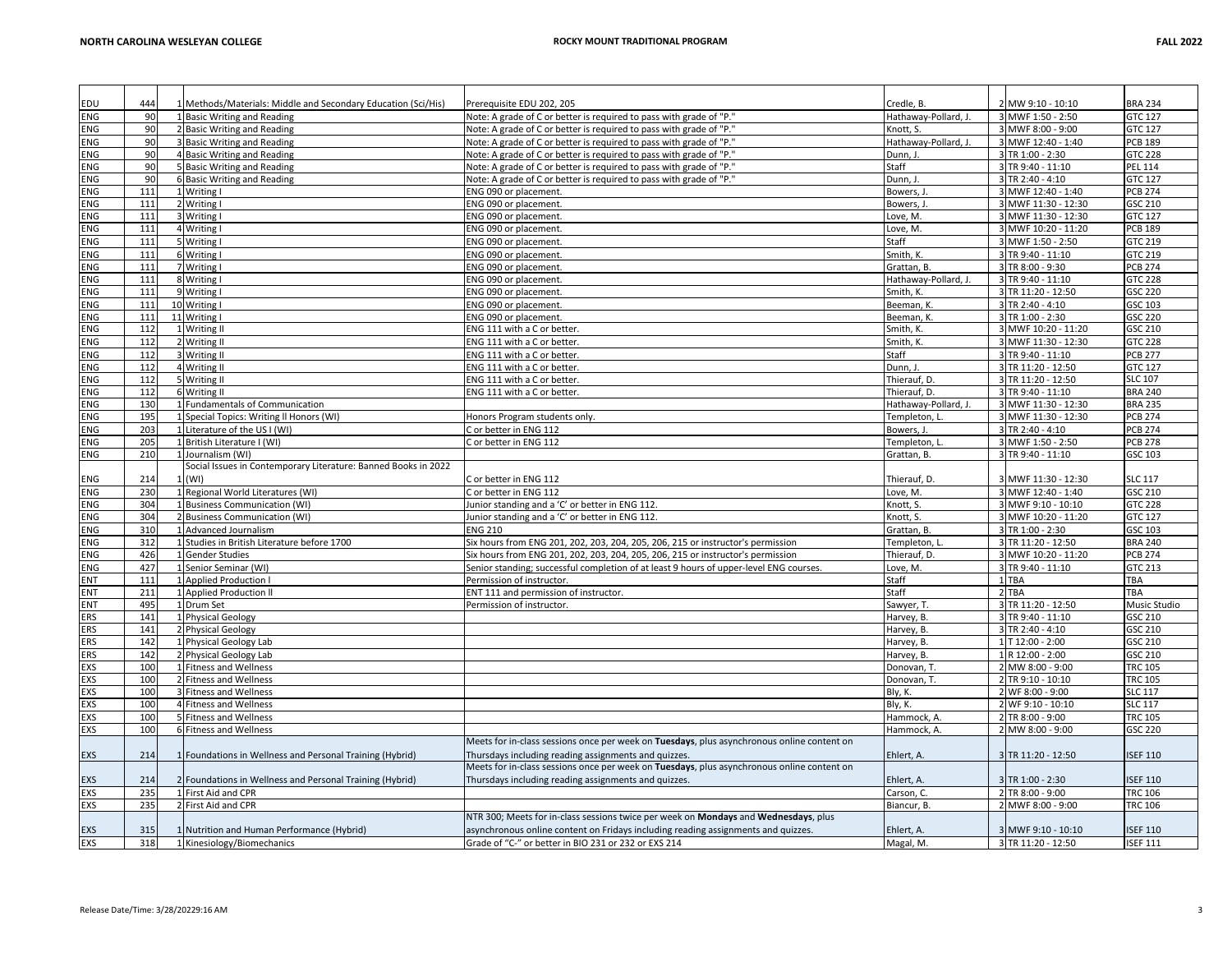| | | | | | | | | |
|---|---|---|---|---|---|---|---|---|
| EDU | 444 | 1 | Methods/Materials: Middle and Secondary Education (Sci/His) | Prerequisite EDU 202, 205 | Credle, B. | 2 | MW 9:10 - 10:10 | BRA 234 |
| ENG | 90 | 1 | Basic Writing and Reading | Note: A grade of C or better is required to pass with grade of "P." | Hathaway-Pollard, J. | 3 | MWF 1:50 - 2:50 | GTC 127 |
| ENG | 90 | 2 | Basic Writing and Reading | Note: A grade of C or better is required to pass with grade of "P." | Knott, S. | 3 | MWF 8:00 - 9:00 | GTC 127 |
| ENG | 90 | 3 | Basic Writing and Reading | Note: A grade of C or better is required to pass with grade of "P." | Hathaway-Pollard, J. | 3 | MWF 12:40 - 1:40 | PCB 189 |
| ENG | 90 | 4 | Basic Writing and Reading | Note: A grade of C or better is required to pass with grade of "P." | Dunn, J. | 3 | TR 1:00 - 2:30 | GTC 228 |
| ENG | 90 | 5 | Basic Writing and Reading | Note: A grade of C or better is required to pass with grade of "P." | Staff | 3 | TR 9:40 - 11:10 | PEL 114 |
| ENG | 90 | 6 | Basic Writing and Reading | Note: A grade of C or better is required to pass with grade of "P." | Dunn, J. | 3 | TR 2:40 - 4:10 | GTC 127 |
| ENG | 111 | 1 | Writing I | ENG 090 or placement. | Bowers, J. | 3 | MWF 12:40 - 1:40 | PCB 274 |
| ENG | 111 | 2 | Writing I | ENG 090 or placement. | Bowers, J. | 3 | MWF 11:30 - 12:30 | GSC 210 |
| ENG | 111 | 3 | Writing I | ENG 090 or placement. | Love, M. | 3 | MWF 11:30 - 12:30 | GTC 127 |
| ENG | 111 | 4 | Writing I | ENG 090 or placement. | Love, M. | 3 | MWF 10:20 - 11:20 | PCB 189 |
| ENG | 111 | 5 | Writing I | ENG 090 or placement. | Staff | 3 | MWF 1:50 - 2:50 | GTC 219 |
| ENG | 111 | 6 | Writing I | ENG 090 or placement. | Smith, K. | 3 | TR 9:40 - 11:10 | GTC 219 |
| ENG | 111 | 7 | Writing I | ENG 090 or placement. | Grattan, B. | 3 | TR 8:00 - 9:30 | PCB 274 |
| ENG | 111 | 8 | Writing I | ENG 090 or placement. | Hathaway-Pollard, J. | 3 | TR 9:40 - 11:10 | GTC 228 |
| ENG | 111 | 9 | Writing I | ENG 090 or placement. | Smith, K. | 3 | TR 11:20 - 12:50 | GSC 220 |
| ENG | 111 | 10 | Writing I | ENG 090 or placement. | Beeman, K. | 3 | TR 2:40 - 4:10 | GSC 103 |
| ENG | 111 | 11 | Writing I | ENG 090 or placement. | Beeman, K. | 3 | TR 1:00 - 2:30 | GSC 220 |
| ENG | 112 | 1 | Writing II | ENG 111 with a C or better. | Smith, K. | 3 | MWF 10:20 - 11:20 | GSC 210 |
| ENG | 112 | 2 | Writing II | ENG 111 with a C or better. | Smith, K. | 3 | MWF 11:30 - 12:30 | GTC 228 |
| ENG | 112 | 3 | Writing II | ENG 111 with a C or better. | Staff | 3 | TR 9:40 - 11:10 | PCB 277 |
| ENG | 112 | 4 | Writing II | ENG 111 with a C or better. | Dunn, J. | 3 | TR 11:20 - 12:50 | GTC 127 |
| ENG | 112 | 5 | Writing II | ENG 111 with a C or better. | Thierauf, D. | 3 | TR 11:20 - 12:50 | SLC 107 |
| ENG | 112 | 6 | Writing II | ENG 111 with a C or better. | Thierauf, D. | 3 | TR 9:40 - 11:10 | BRA 240 |
| ENG | 130 | 1 | Fundamentals of Communication | | Hathaway-Pollard, J. | 3 | MWF 11:30 - 12:30 | BRA 235 |
| ENG | 195 | 1 | Special Topics: Writing ll Honors (WI) | Honors Program students only. | Templeton, L. | 3 | MWF 11:30 - 12:30 | PCB 274 |
| ENG | 203 | 1 | Literature of the US I (WI) | C or better in ENG 112 | Bowers, J. | 3 | TR 2:40 - 4:10 | PCB 274 |
| ENG | 205 | 1 | British Literature I (WI) | C or better in ENG 112 | Templeton, L. | 3 | MWF 1:50 - 2:50 | PCB 278 |
| ENG | 210 | 1 | Journalism (WI) | | Grattan, B. | 3 | TR 9:40 - 11:10 | GSC 103 |
| ENG | 214 | 1 | Social Issues in Contemporary Literature: Banned Books in 2022 (WI) | C or better in ENG 112 | Thierauf, D. | 3 | MWF 11:30 - 12:30 | SLC 117 |
| ENG | 230 | 1 | Regional World Literatures (WI) | C or better in ENG 112 | Love, M. | 3 | MWF 12:40 - 1:40 | GSC 210 |
| ENG | 304 | 1 | Business Communication (WI) | Junior standing and a 'C' or better in ENG 112. | Knott, S. | 3 | MWF 9:10 - 10:10 | GTC 228 |
| ENG | 304 | 2 | Business Communication (WI) | Junior standing and a 'C' or better in ENG 112. | Knott, S. | 3 | MWF 10:20 - 11:20 | GTC 127 |
| ENG | 310 | 1 | Advanced Journalism | ENG 210 | Grattan, B. | 3 | TR 1:00 - 2:30 | GSC 103 |
| ENG | 312 | 1 | Studies in British Literature before 1700 | Six hours from ENG 201, 202, 203, 204, 205, 206, 215 or instructor's permission | Templeton, L. | 3 | TR 11:20 - 12:50 | BRA 240 |
| ENG | 426 | 1 | Gender Studies | Six hours from ENG 201, 202, 203, 204, 205, 206, 215 or instructor's permission | Thierauf, D. | 3 | MWF 10:20 - 11:20 | PCB 274 |
| ENG | 427 | 1 | Senior Seminar (WI) | Senior standing; successful completion of at least 9 hours of upper-level ENG courses. | Love, M. | 3 | TR 9:40 - 11:10 | GTC 213 |
| ENT | 111 | 1 | Applied Production l | Permission of instructor. | Staff | 1 | TBA | TBA |
| ENT | 211 | 1 | Applied Production ll | ENT 111 and permission of instructor. | Staff | 2 | TBA | TBA |
| ENT | 495 | 1 | Drum Set | Permission of instructor. | Sawyer, T. | 3 | TR 11:20 - 12:50 | Music Studio |
| ERS | 141 | 1 | Physical Geology | | Harvey, B. | 3 | TR 9:40 - 11:10 | GSC 210 |
| ERS | 141 | 2 | Physical Geology | | Harvey, B. | 3 | TR 2:40 - 4:10 | GSC 210 |
| ERS | 142 | 1 | Physical Geology Lab | | Harvey, B. | 1 | T 12:00 - 2:00 | GSC 210 |
| ERS | 142 | 2 | Physical Geology Lab | | Harvey, B. | 1 | R 12:00 - 2:00 | GSC 210 |
| EXS | 100 | 1 | Fitness and Wellness | | Donovan, T. | 2 | MW 8:00 - 9:00 | TRC 105 |
| EXS | 100 | 2 | Fitness and Wellness | | Donovan, T. | 2 | TR 9:10 - 10:10 | TRC 105 |
| EXS | 100 | 3 | Fitness and Wellness | | Bly, K. | 2 | WF 8:00 - 9:00 | SLC 117 |
| EXS | 100 | 4 | Fitness and Wellness | | Bly, K. | 2 | WF 9:10 - 10:10 | SLC 117 |
| EXS | 100 | 5 | Fitness and Wellness | | Hammock, A. | 2 | TR 8:00 - 9:00 | TRC 105 |
| EXS | 100 | 6 | Fitness and Wellness | | Hammock, A. | 2 | MW 8:00 - 9:00 | GSC 220 |
| EXS | 214 | 1 | Foundations in Wellness and Personal Training (Hybrid) | Meets for in-class sessions once per week on **Tuesdays**, plus asynchronous online content on Thursdays including reading assignments and quizzes. | Ehlert, A. | 3 | TR 11:20 - 12:50 | ISEF 110 |
| EXS | 214 | 2 | Foundations in Wellness and Personal Training (Hybrid) | Meets for in-class sessions once per week on **Tuesdays**, plus asynchronous online content on Thursdays including reading assignments and quizzes. | Ehlert, A. | 3 | TR 1:00 - 2:30 | ISEF 110 |
| EXS | 235 | 1 | First Aid and CPR | | Carson, C. | 2 | TR 8:00 - 9:00 | TRC 106 |
| EXS | 235 | 2 | First Aid and CPR | | Biancur, B. | 2 | MWF 8:00 - 9:00 | TRC 106 |
| EXS | 315 | 1 | Nutrition and Human Performance (Hybrid) | NTR 300; Meets for in-class sessions twice per week on **Mondays** and **Wednesdays**, plus asynchronous online content on Fridays including reading assignments and quizzes. | Ehlert, A. | 3 | MWF 9:10 - 10:10 | ISEF 110 |
| EXS | 318 | 1 | Kinesiology/Biomechanics | Grade of "C-" or better in BIO 231 or 232 or EXS 214 | Magal, M. | 3 | TR 11:20 - 12:50 | ISEF 111 |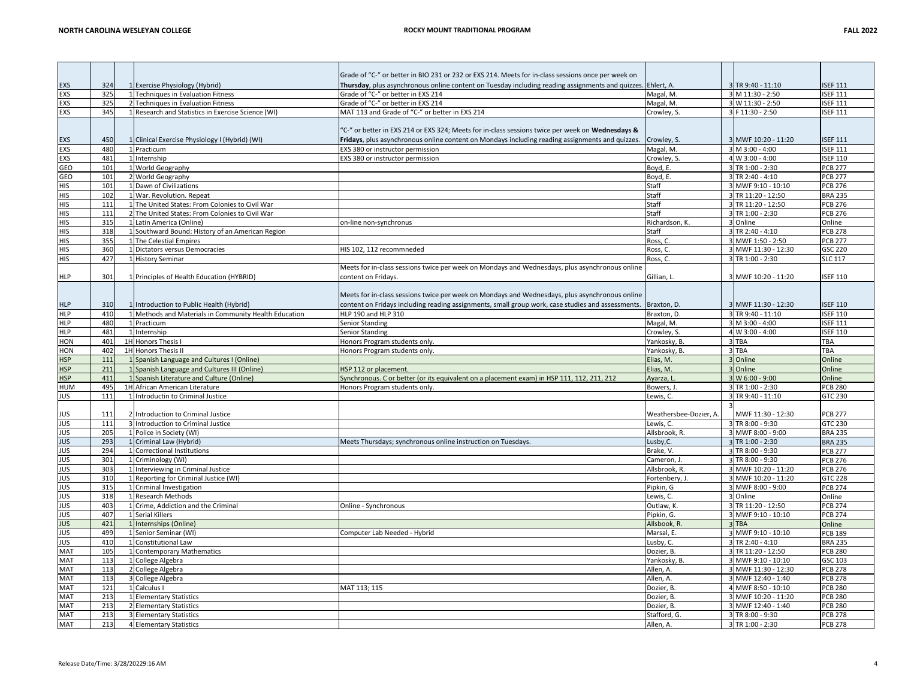| | | | | | | | | |
|---|---|---|---|---|---|---|---|---|
| EXS | 324 | 1 | Exercise Physiology (Hybrid) | Grade of "C-" or better in BIO 231 or 232 or EXS 214. Meets for in-class sessions once per week on **Thursday**, plus asynchronous online content on Tuesday including reading assignments and quizzes. | Ehlert, A. | 3 | TR 9:40 - 11:10 | ISEF 111 |
| EXS | 325 | 1 | Techniques in Evaluation Fitness | Grade of "C-" or better in EXS 214 | Magal, M. | 3 | M 11:30 - 2:50 | ISEF 111 |
| EXS | 325 | 2 | Techniques in Evaluation Fitness | Grade of "C-" or better in EXS 214 | Magal, M. | 3 | W 11:30 - 2:50 | ISEF 111 |
| EXS | 345 | 1 | Research and Statistics in Exercise Science (WI) | MAT 113 and Grade of "C-" or better in EXS 214 | Crowley, S. | 3 | F 11:30 - 2:50 | ISEF 111 |
| EXS | 450 | 1 | Clinical Exercise Physiology I (Hybrid) (WI) | "C-" or better in EXS 214 or EXS 324; Meets for in-class sessions twice per week on **Wednesdays & Fridays**, plus asynchronous online content on Mondays including reading assignments and quizzes. | Crowley, S. | 3 | MWF 10:20 - 11:20 | ISEF 111 |
| EXS | 480 | 1 | Practicum | EXS 380 or instructor permission | Magal, M. | 3 | M 3:00 - 4:00 | ISEF 111 |
| EXS | 481 | 1 | Internship | EXS 380 or instructor permission | Crowley, S. | 4 | W 3:00 - 4:00 | ISEF 110 |
| GEO | 101 | 1 | World Geography | | Boyd, E. | 3 | TR 1:00 - 2:30 | PCB 277 |
| GEO | 101 | 2 | World Geography | | Boyd, E. | 3 | TR 2:40 - 4:10 | PCB 277 |
| HIS | 101 | 1 | Dawn of Civilizations | | Staff | 3 | MWF 9:10 - 10:10 | PCB 276 |
| HIS | 102 | 1 | War. Revolution. Repeat | | Staff | 3 | TR 11:20 - 12:50 | BRA 235 |
| HIS | 111 | 1 | The United States: From Colonies to Civil War | | Staff | 3 | TR 11:20 - 12:50 | PCB 276 |
| HIS | 111 | 2 | The United States: From Colonies to Civil War | | Staff | 3 | TR 1:00 - 2:30 | PCB 276 |
| HIS | 315 | 1 | Latin America (Online) | on-line non-synchronus | Richardson, K. | 3 | Online | Online |
| HIS | 318 | 1 | Southward Bound: History of an American Region | | Staff | 3 | TR 2:40 - 4:10 | PCB 278 |
| HIS | 355 | 1 | The Celestial Empires | | Ross, C. | 3 | MWF 1:50 - 2:50 | PCB 277 |
| HIS | 360 | 1 | Dictators versus Democracies | HIS 102, 112 recommneded | Ross, C. | 3 | MWF 11:30 - 12:30 | GSC 220 |
| HIS | 427 | 1 | History Seminar | | Ross, C. | 3 | TR 1:00 - 2:30 | SLC 117 |
| HLP | 301 | 1 | Principles of Health Education (HYBRID) | Meets for in-class sessions twice per week on Mondays and Wednesdays, plus asynchronous online content on Fridays. | Gillian, L. | 3 | MWF 10:20 - 11:20 | ISEF 110 |
| HLP | 310 | 1 | Introduction to Public Health (Hybrid) | Meets for in-class sessions twice per week on Mondays and Wednesdays, plus asynchronous online content on Fridays including reading assignments, small group work, case studies and assessments. | Braxton, D. | 3 | MWF 11:30 - 12:30 | ISEF 110 |
| HLP | 410 | 1 | Methods and Materials in Community Health Education | HLP 190 and HLP 310 | Braxton, D. | 3 | TR 9:40 - 11:10 | ISEF 110 |
| HLP | 480 | 1 | Practicum | Senior Standing | Magal, M. | 3 | M 3:00 - 4:00 | ISEF 111 |
| HLP | 481 | 1 | Internship | Senior Standing | Crowley, S. | 4 | W 3:00 - 4:00 | ISEF 110 |
| HON | 401 | 1H | Honors Thesis I | Honors Program students only. | Yankosky, B. | 3 | TBA | TBA |
| HON | 402 | 1H | Honors Thesis II | Honors Program students only. | Yankosky, B. | 3 | TBA | TBA |
| HSP | 111 | 1 | Spanish Language and Cultures I (Online) | | Elias, M. | 3 | Online | Online |
| HSP | 211 | 1 | Spanish Language and Cultures III (Online) | HSP 112 or placement. | Elias, M. | 3 | Online | Online |
| HSP | 411 | 1 | Spanish Literature and Culture (Online) | Synchronous. C or better (or its equivalent on a placement exam) in HSP 111, 112, 211, 212 | Ayarza, L. | 3 | W 6:00 - 9:00 | Online |
| HUM | 495 | 1H | African American Literature | Honors Program students only. | Bowers, J. | 3 | TR 1:00 - 2:30 | PCB 280 |
| JUS | 111 | 1 | Introductin to Criminal Justice | | Lewis, C. | 3 | TR 9:40 - 11:10 | GTC 230 |
| JUS | 111 | 2 | Introduction to Criminal Justice | | Weathersbee-Dozier, A. | 3 | MWF 11:30 - 12:30 | PCB 277 |
| JUS | 111 | 3 | Introduction to Criminal Justice | | Lewis, C. | 3 | TR 8:00 - 9:30 | GTC 230 |
| JUS | 205 | 1 | Police in Society (WI) | | Allsbrook, R. | 3 | MWF 8:00 - 9:00 | BRA 235 |
| JUS | 293 | 1 | Criminal Law (Hybrid) | Meets Thursdays; synchronous online instruction on Tuesdays. | Lusby,C. | 3 | TR 1:00 - 2:30 | BRA 235 |
| JUS | 294 | 1 | Correctional Institutions | | Brake, V. | 3 | TR 8:00 - 9:30 | PCB 277 |
| JUS | 301 | 1 | Criminology (WI) | | Cameron, J. | 3 | TR 8:00 - 9:30 | PCB 276 |
| JUS | 303 | 1 | Interviewing in Criminal Justice | | Allsbrook, R. | 3 | MWF 10:20 - 11:20 | PCB 276 |
| JUS | 310 | 1 | Reporting for Criminal Justice (WI) | | Fortenbery, J. | 3 | MWF 10:20 - 11:20 | GTC 228 |
| JUS | 315 | 1 | Criminal Investigation | | Pipkin, G | 3 | MWF 8:00 - 9:00 | PCB 274 |
| JUS | 318 | 1 | Research Methods | | Lewis, C. | 3 | Online | Online |
| JUS | 403 | 1 | Crime, Addiction and the Criminal | Online - Synchronous | Outlaw, K. | 3 | TR 11:20 - 12:50 | PCB 274 |
| JUS | 407 | 1 | Serial Killers | | Pipkin, G. | 3 | MWF 9:10 - 10:10 | PCB 274 |
| JUS | 421 | 1 | Internships (Online) | | Allsbook, R. | 3 | TBA | Online |
| JUS | 499 | 1 | Senior Seminar (WI) | Computer Lab Needed - Hybrid | Marsal, E. | 3 | MWF 9:10 - 10:10 | PCB 189 |
| JUS | 410 | 1 | Constitutional Law | | Lusby, C. | 3 | TR 2:40 - 4:10 | BRA 235 |
| MAT | 105 | 1 | Contemporary Mathematics | | Dozier, B. | 3 | TR 11:20 - 12:50 | PCB 280 |
| MAT | 113 | 1 | College Algebra | | Yankosky, B. | 3 | MWF 9:10 - 10:10 | GSC 103 |
| MAT | 113 | 2 | College Algebra | | Allen, A. | 3 | MWF 11:30 - 12:30 | PCB 278 |
| MAT | 113 | 3 | College Algebra | | Allen, A. | 3 | MWF 12:40 - 1:40 | PCB 278 |
| MAT | 121 | 1 | Calculus I | MAT 113; 115 | Dozier, B. | 4 | MWF 8:50 - 10:10 | PCB 280 |
| MAT | 213 | 1 | Elementary Statistics | | Dozier, B. | 3 | MWF 10:20 - 11:20 | PCB 280 |
| MAT | 213 | 2 | Elementary Statistics | | Dozier, B. | 3 | MWF 12:40 - 1:40 | PCB 280 |
| MAT | 213 | 3 | Elementary Statistics | | Stafford, G. | 3 | TR 8:00 - 9:30 | PCB 278 |
| MAT | 213 | 4 | Elementary Statistics | | Allen, A. | 3 | TR 1:00 - 2:30 | PCB 278 |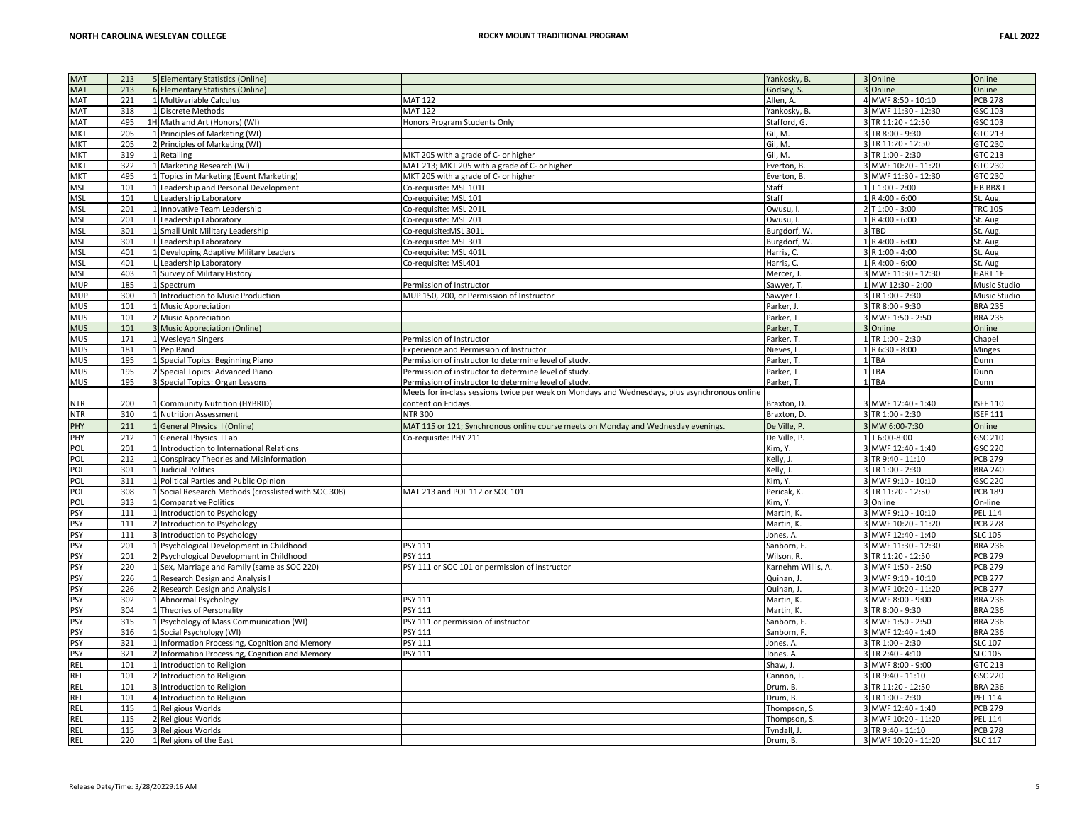| | | | | | | | | |
|---|---|---|---|---|---|---|---|---|
| MAT | 213 | 5 | Elementary Statistics (Online) | | Yankosky, B. | 3 | Online | Online |
| MAT | 213 | 6 | Elementary Statistics (Online) | | Godsey, S. | 3 | Online | Online |
| MAT | 221 | 1 | Multivariable Calculus | MAT 122 | Allen, A. | 4 | MWF 8:50 - 10:10 | PCB 278 |
| MAT | 318 | 1 | Discrete Methods | MAT 122 | Yankosky, B. | 3 | MWF 11:30 - 12:30 | GSC 103 |
| MAT | 495 | 1H | Math and Art (Honors) (WI) | Honors Program Students Only | Stafford, G. | 3 | TR 11:20 - 12:50 | GSC 103 |
| MKT | 205 | 1 | Principles of Marketing (WI) | | Gil, M. | 3 | TR 8:00 - 9:30 | GTC 213 |
| MKT | 205 | 2 | Principles of Marketing (WI) | | Gil, M. | 3 | TR 11:20 - 12:50 | GTC 230 |
| MKT | 319 | 1 | Retailing | MKT 205 with a grade of C- or higher | Gil, M. | 3 | TR 1:00 - 2:30 | GTC 213 |
| MKT | 322 | 1 | Marketing Research (WI) | MAT 213; MKT 205 with a grade of C- or higher | Everton, B. | 3 | MWF 10:20 - 11:20 | GTC 230 |
| MKT | 495 | 1 | Topics in Marketing (Event Marketing) | MKT 205 with a grade of C- or higher | Everton, B. | 3 | MWF 11:30 - 12:30 | GTC 230 |
| MSL | 101 | 1 | Leadership and Personal Development | Co-requisite: MSL 101L | Staff | 1 | T 1:00 - 2:00 | HB BB&T |
| MSL | 101 | L | Leadership Laboratory | Co-requisite: MSL 101 | Staff | 1 | R 4:00 - 6:00 | St. Aug. |
| MSL | 201 | 1 | Innovative Team Leadership | Co-requisite: MSL 201L | Owusu, I. | 2 | T 1:00 - 3:00 | TRC 105 |
| MSL | 201 | L | Leadership Laboratory | Co-requisite: MSL 201 | Owusu, I. | 1 | R 4:00 - 6:00 | St. Aug |
| MSL | 301 | 1 | Small Unit Military Leadership | Co-requisite:MSL 301L | Burgdorf, W. | 3 | TBD | St. Aug. |
| MSL | 301 | L | Leadership Laboratory | Co-requisite: MSL 301 | Burgdorf, W. | 1 | R 4:00 - 6:00 | St. Aug. |
| MSL | 401 | 1 | Developing Adaptive Military Leaders | Co-requisite: MSL 401L | Harris, C. | 3 | R 1:00 - 4:00 | St. Aug |
| MSL | 401 | L | Leadership Laboratory | Co-requisite: MSL401 | Harris, C. | 1 | R 4:00 - 6:00 | St. Aug |
| MSL | 403 | 1 | Survey of Military History | | Mercer, J. | 3 | MWF 11:30 - 12:30 | HART 1F |
| MUP | 185 | 1 | Spectrum | Permission of Instructor | Sawyer, T. | 1 | MW 12:30 - 2:00 | Music Studio |
| MUP | 300 | 1 | Introduction to Music Production | MUP 150, 200, or Permission of Instructor | Sawyer T. | 3 | TR 1:00 - 2:30 | Music Studio |
| MUS | 101 | 1 | Music Appreciation | | Parker, J. | 3 | TR 8:00 - 9:30 | BRA 235 |
| MUS | 101 | 2 | Music Appreciation | | Parker, T. | 3 | MWF 1:50 - 2:50 | BRA 235 |
| MUS | 101 | 3 | Music Appreciation (Online) | | Parker, T. | 3 | Online | Online |
| MUS | 171 | 1 | Wesleyan Singers | Permission of Instructor | Parker, T. | 1 | TR 1:00 - 2:30 | Chapel |
| MUS | 181 | 1 | Pep Band | Experience and Permission of Instructor | Nieves, L. | 1 | R 6:30 - 8:00 | Minges |
| MUS | 195 | 1 | Special Topics: Beginning Piano | Permission of instructor to determine level of study. | Parker, T. | 1 | TBA | Dunn |
| MUS | 195 | 2 | Special Topics: Advanced Piano | Permission of instructor to determine level of study. | Parker, T. | 1 | TBA | Dunn |
| MUS | 195 | 3 | Special Topics: Organ Lessons | Permission of instructor to determine level of study. | Parker, T. | 1 | TBA | Dunn |
| NTR | 200 | 1 | Community Nutrition (HYBRID) | Meets for in-class sessions twice per week on Mondays and Wednesdays, plus asynchronous online content on Fridays. | Braxton, D. | 3 | MWF 12:40 - 1:40 | ISEF 110 |
| NTR | 310 | 1 | Nutrition Assessment | NTR 300 | Braxton, D. | 3 | TR 1:00 - 2:30 | ISEF 111 |
| PHY | 211 | 1 | General Physics I (Online) | MAT 115 or 121; Synchronous online course meets on Monday and Wednesday evenings. | De Ville, P. | 3 | MW 6:00-7:30 | Online |
| PHY | 212 | 1 | General Physics I Lab | Co-requisite: PHY 211 | De Ville, P. | 1 | T 6:00-8:00 | GSC 210 |
| POL | 201 | 1 | Introduction to International Relations | | Kim, Y. | 3 | MWF 12:40 - 1:40 | GSC 220 |
| POL | 212 | 1 | Conspiracy Theories and Misinformation | | Kelly, J. | 3 | TR 9:40 - 11:10 | PCB 279 |
| POL | 301 | 1 | Judicial Politics | | Kelly, J. | 3 | TR 1:00 - 2:30 | BRA 240 |
| POL | 311 | 1 | Political Parties and Public Opinion | | Kim, Y. | 3 | MWF 9:10 - 10:10 | GSC 220 |
| POL | 308 | 1 | Social Research Methods (crosslisted with SOC 308) | MAT 213 and POL 112 or SOC 101 | Pericak, K. | 3 | TR 11:20 - 12:50 | PCB 189 |
| POL | 313 | 1 | Comparative Politics | | Kim, Y. | 3 | Online | On-line |
| PSY | 111 | 1 | Introduction to Psychology | | Martin, K. | 3 | MWF 9:10 - 10:10 | PEL 114 |
| PSY | 111 | 2 | Introduction to Psychology | | Martin, K. | 3 | MWF 10:20 - 11:20 | PCB 278 |
| PSY | 111 | 3 | Introduction to Psychology | | Jones, A. | 3 | MWF 12:40 - 1:40 | SLC 105 |
| PSY | 201 | 1 | Psychological Development in Childhood | PSY 111 | Sanborn, F. | 3 | MWF 11:30 - 12:30 | BRA 236 |
| PSY | 201 | 2 | Psychological Development in Childhood | PSY 111 | Wilson, R. | 3 | TR 11:20 - 12:50 | PCB 279 |
| PSY | 220 | 1 | Sex, Marriage and Family (same as SOC 220) | PSY 111 or SOC 101 or permission of instructor | Karnehm Willis, A. | 3 | MWF 1:50 - 2:50 | PCB 279 |
| PSY | 226 | 1 | Research Design and Analysis I | | Quinan, J. | 3 | MWF 9:10 - 10:10 | PCB 277 |
| PSY | 226 | 2 | Research Design and Analysis I | | Quinan, J. | 3 | MWF 10:20 - 11:20 | PCB 277 |
| PSY | 302 | 1 | Abnormal Psychology | PSY 111 | Martin, K. | 3 | MWF 8:00 - 9:00 | BRA 236 |
| PSY | 304 | 1 | Theories of Personality | PSY 111 | Martin, K. | 3 | TR 8:00 - 9:30 | BRA 236 |
| PSY | 315 | 1 | Psychology of Mass Communication (WI) | PSY 111 or permission of instructor | Sanborn, F. | 3 | MWF 1:50 - 2:50 | BRA 236 |
| PSY | 316 | 1 | Social Psychology (WI) | PSY 111 | Sanborn, F. | 3 | MWF 12:40 - 1:40 | BRA 236 |
| PSY | 321 | 1 | Information Processing, Cognition and Memory | PSY 111 | Jones. A. | 3 | TR 1:00 - 2:30 | SLC 107 |
| PSY | 321 | 2 | Information Processing, Cognition and Memory | PSY 111 | Jones. A. | 3 | TR 2:40 - 4:10 | SLC 105 |
| REL | 101 | 1 | Introduction to Religion | | Shaw, J. | 3 | MWF 8:00 - 9:00 | GTC 213 |
| REL | 101 | 2 | Introduction to Religion | | Cannon, L. | 3 | TR 9:40 - 11:10 | GSC 220 |
| REL | 101 | 3 | Introduction to Religion | | Drum, B. | 3 | TR 11:20 - 12:50 | BRA 236 |
| REL | 101 | 4 | Introduction to Religion | | Drum, B. | 3 | TR 1:00 - 2:30 | PEL 114 |
| REL | 115 | 1 | Religious Worlds | | Thompson, S. | 3 | MWF 12:40 - 1:40 | PCB 279 |
| REL | 115 | 2 | Religious Worlds | | Thompson, S. | 3 | MWF 10:20 - 11:20 | PEL 114 |
| REL | 115 | 3 | Religious Worlds | | Tyndall, J. | 3 | TR 9:40 - 11:10 | PCB 278 |
| REL | 220 | 1 | Religions of the East | | Drum, B. | 3 | MWF 10:20 - 11:20 | SLC 117 |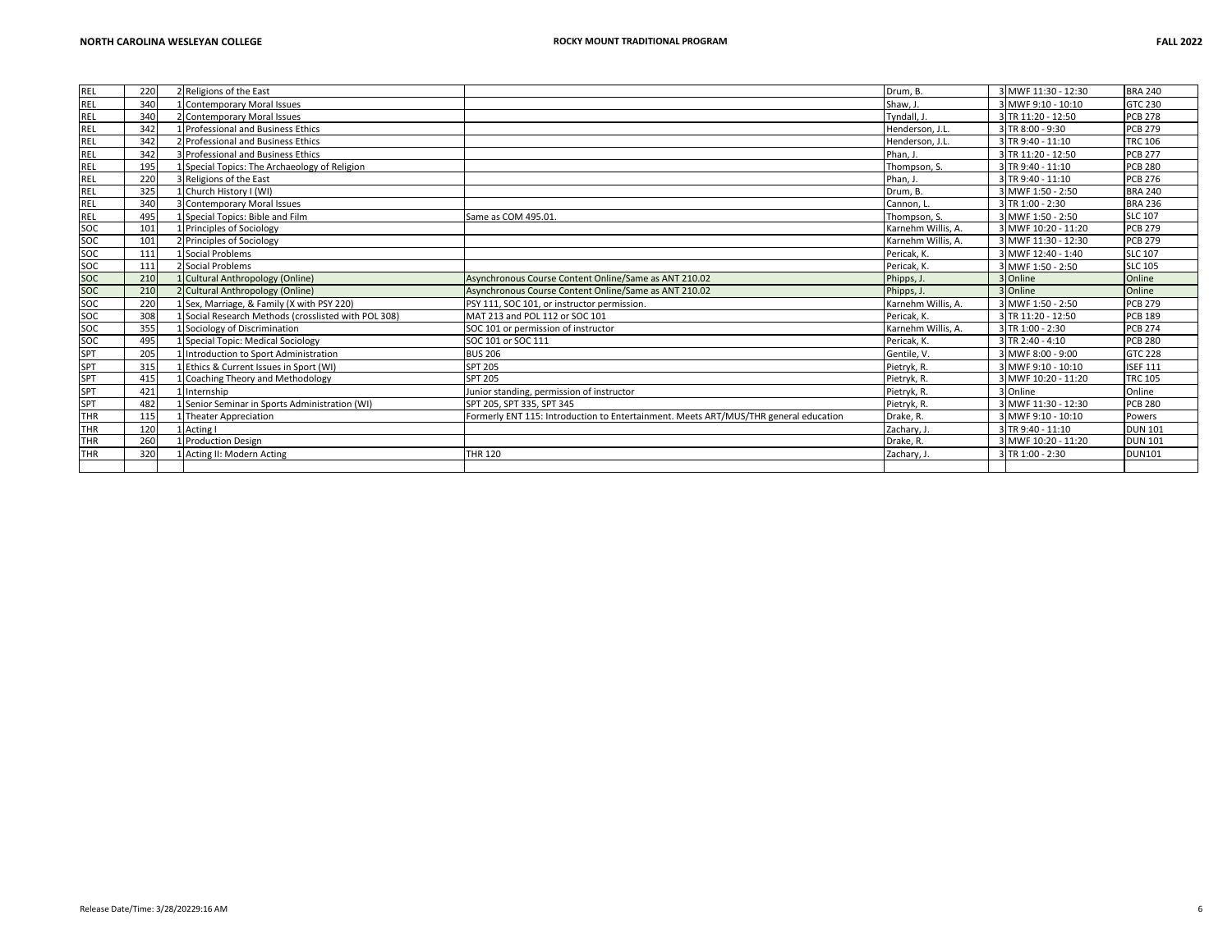| | | | | | | | | |
|---|---|---|---|---|---|---|---|---|
| REL | 220 | 2 | Religions of the East | | Drum, B. | 3 | MWF 11:30 - 12:30 | BRA 240 |
| REL | 340 | 1 | Contemporary Moral Issues | | Shaw, J. | 3 | MWF 9:10 - 10:10 | GTC 230 |
| REL | 340 | 2 | Contemporary Moral Issues | | Tyndall, J. | 3 | TR 11:20 - 12:50 | PCB 278 |
| REL | 342 | 1 | Professional and Business Ethics | | Henderson, J.L. | 3 | TR 8:00 - 9:30 | PCB 279 |
| REL | 342 | 2 | Professional and Business Ethics | | Henderson, J.L. | 3 | TR 9:40 - 11:10 | TRC 106 |
| REL | 342 | 3 | Professional and Business Ethics | | Phan, J. | 3 | TR 11:20 - 12:50 | PCB 277 |
| REL | 195 | 1 | Special Topics: The Archaeology of Religion | | Thompson, S. | 3 | TR 9:40 - 11:10 | PCB 280 |
| REL | 220 | 3 | Religions of the East | | Phan, J. | 3 | TR 9:40 - 11:10 | PCB 276 |
| REL | 325 | 1 | Church History I (WI) | | Drum, B. | 3 | MWF 1:50 - 2:50 | BRA 240 |
| REL | 340 | 3 | Contemporary Moral Issues | | Cannon, L. | 3 | TR 1:00 - 2:30 | BRA 236 |
| REL | 495 | 1 | Special Topics: Bible and Film | Same as COM 495.01. | Thompson, S. | 3 | MWF 1:50 - 2:50 | SLC 107 |
| SOC | 101 | 1 | Principles of Sociology | | Karnehm Willis, A. | 3 | MWF 10:20 - 11:20 | PCB 279 |
| SOC | 101 | 2 | Principles of Sociology | | Karnehm Willis, A. | 3 | MWF 11:30 - 12:30 | PCB 279 |
| SOC | 111 | 1 | Social Problems | | Pericak, K. | 3 | MWF 12:40 - 1:40 | SLC 107 |
| SOC | 111 | 2 | Social Problems | | Pericak, K. | 3 | MWF 1:50 - 2:50 | SLC 105 |
| SOC | 210 | 1 | Cultural Anthropology (Online) | Asynchronous Course Content Online/Same as ANT 210.02 | Phipps, J. | 3 | Online | Online |
| SOC | 210 | 2 | Cultural Anthropology (Online) | Asynchronous Course Content Online/Same as ANT 210.02 | Phipps, J. | 3 | Online | Online |
| SOC | 220 | 1 | Sex, Marriage, & Family (X with PSY 220) | PSY 111, SOC 101, or instructor permission. | Karnehm Willis, A. | 3 | MWF 1:50 - 2:50 | PCB 279 |
| SOC | 308 | 1 | Social Research Methods (crosslisted with POL 308) | MAT 213 and POL 112 or SOC 101 | Pericak, K. | 3 | TR 11:20 - 12:50 | PCB 189 |
| SOC | 355 | 1 | Sociology of Discrimination | SOC 101 or permission of instructor | Karnehm Willis, A. | 3 | TR 1:00 - 2:30 | PCB 274 |
| SOC | 495 | 1 | Special Topic: Medical Sociology | SOC 101 or SOC 111 | Pericak, K. | 3 | TR 2:40 - 4:10 | PCB 280 |
| SPT | 205 | 1 | Introduction to Sport Administration | BUS 206 | Gentile, V. | 3 | MWF 8:00 - 9:00 | GTC 228 |
| SPT | 315 | 1 | Ethics & Current Issues in Sport (WI) | SPT 205 | Pietryk, R. | 3 | MWF 9:10 - 10:10 | ISEF 111 |
| SPT | 415 | 1 | Coaching Theory and Methodology | SPT 205 | Pietryk, R. | 3 | MWF 10:20 - 11:20 | TRC 105 |
| SPT | 421 | 1 | Internship | Junior standing, permission of instructor | Pietryk, R. | 3 | Online | Online |
| SPT | 482 | 1 | Senior Seminar in Sports Administration (WI) | SPT 205, SPT 335, SPT 345 | Pietryk, R. | 3 | MWF 11:30 - 12:30 | PCB 280 |
| THR | 115 | 1 | Theater Appreciation | Formerly ENT 115: Introduction to Entertainment. Meets ART/MUS/THR general education | Drake, R. | 3 | MWF 9:10 - 10:10 | Powers |
| THR | 120 | 1 | Acting I | | Zachary, J. | 3 | TR 9:40 - 11:10 | DUN 101 |
| THR | 260 | 1 | Production Design | | Drake, R. | 3 | MWF 10:20 - 11:20 | DUN 101 |
| THR | 320 | 1 | Acting II: Modern Acting | THR 120 | Zachary, J. | 3 | TR 1:00 - 2:30 | DUN101 |

Release Date/Time: 3/28/20229:16 AM